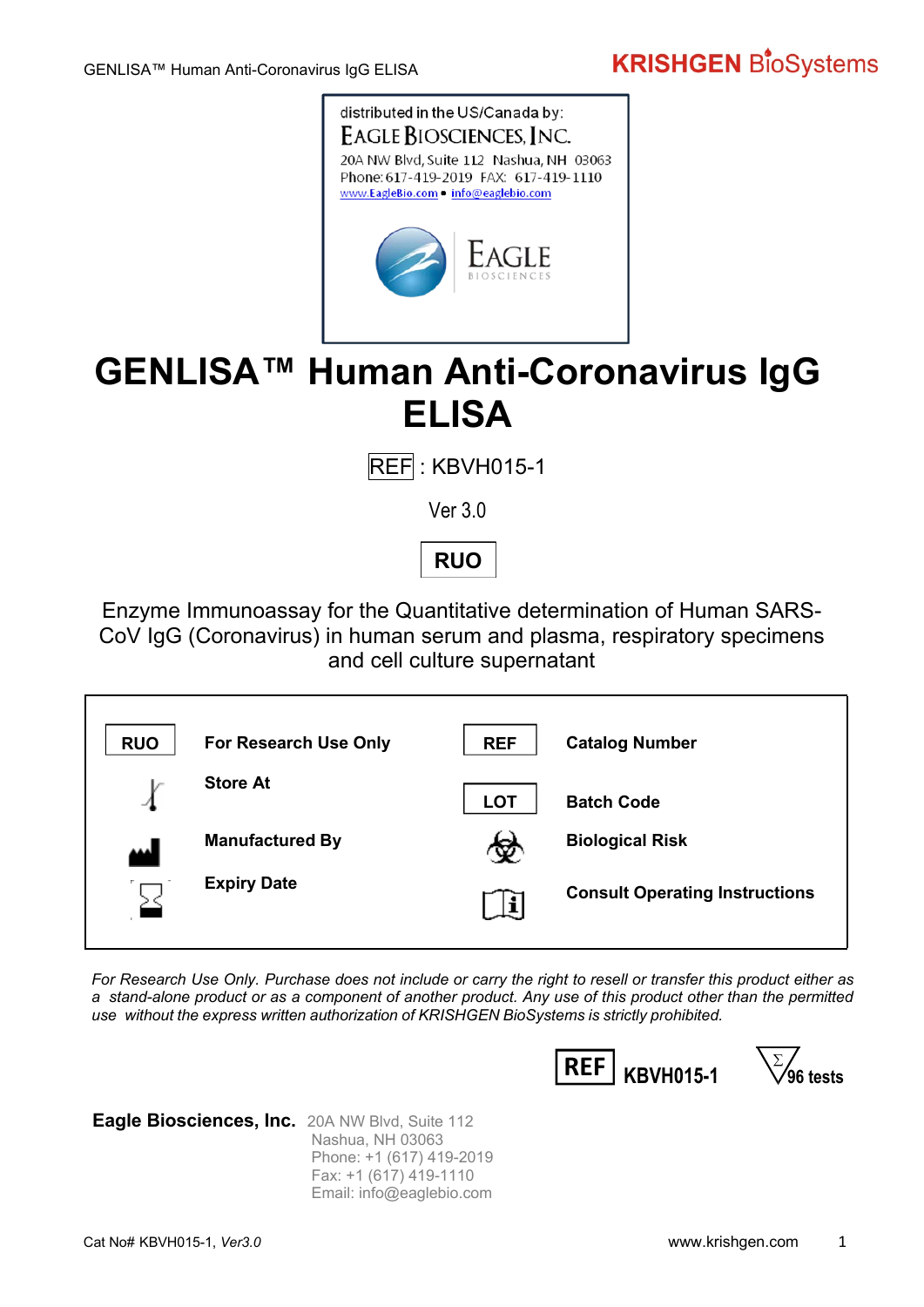distributed in the US/Canada by:
EAGLE BIOSCIENCES, INC.
20A NW Blvd, Suite 112 Nashua, NH 03063
Phone: 617-419-2019 FAX: 617-419-1110
www.EagleBio.com • info@eaglebio.com

# GENLISA™ Human Anti-Coronavirus IgG ELISA

REF : KBVH015-1

Ver 3.0

**RUO**

Enzyme Immunoassay for the Quantitative determination of Human SARS-CoV IgG (Coronavirus) in human serum and plasma, respiratory specimens and cell culture supernatant

| Symbol | Meaning | Symbol | Meaning |
| --- | --- | --- | --- |
| RUO | **For Research Use Only** | REF | **Catalog Number** |
| | **Store At** | LOT | **Batch Code** |
| | **Manufactured By** | | **Biological Risk** |
| | **Expiry Date** | | **Consult Operating Instructions** |

*For Research Use Only. Purchase does not include or carry the right to resell or transfer this product either as a stand-alone product or as a component of another product. Any use of this product other than the permitted use without the express written authorization of KRISHGEN BioSystems is strictly prohibited.*

REF **KBVH015-1** Σ **96 tests**

**Eagle Biosciences, Inc.** 20A NW Blvd, Suite 112
Nashua, NH 03063
Phone: +1 (617) 419-2019
Fax: +1 (617) 419-1110
Email: info@eaglebio.com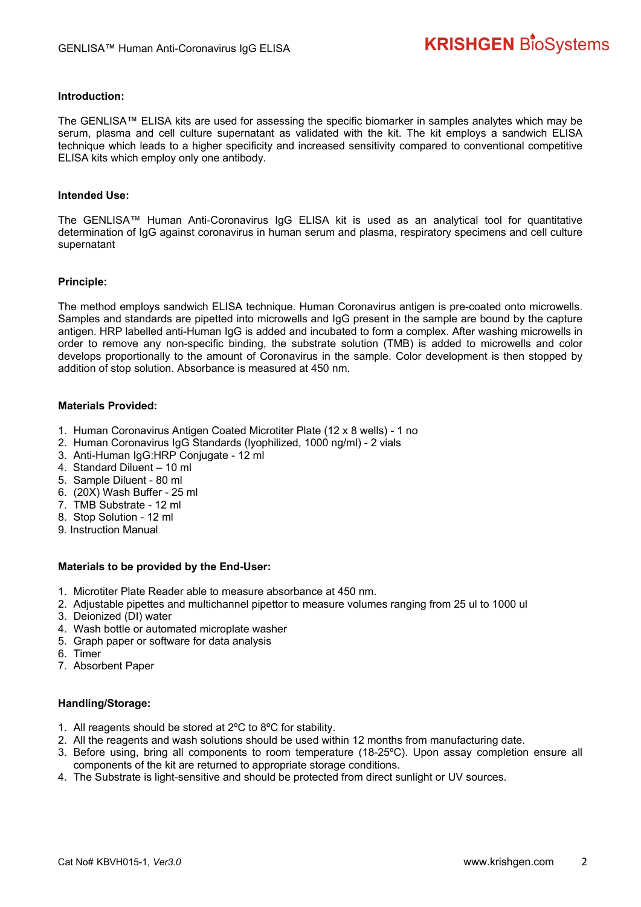## Introduction:

The GENLISA™ ELISA kits are used for assessing the specific biomarker in samples analytes which may be serum, plasma and cell culture supernatant as validated with the kit. The kit employs a sandwich ELISA technique which leads to a higher specificity and increased sensitivity compared to conventional competitive ELISA kits which employ only one antibody.

## Intended Use:

The GENLISA™ Human Anti-Coronavirus IgG ELISA kit is used as an analytical tool for quantitative determination of IgG against coronavirus in human serum and plasma, respiratory specimens and cell culture supernatant

## Principle:

The method employs sandwich ELISA technique. Human Coronavirus antigen is pre-coated onto microwells. Samples and standards are pipetted into microwells and IgG present in the sample are bound by the capture antigen. HRP labelled anti-Human IgG is added and incubated to form a complex. After washing microwells in order to remove any non-specific binding, the substrate solution (TMB) is added to microwells and color develops proportionally to the amount of Coronavirus in the sample. Color development is then stopped by addition of stop solution. Absorbance is measured at 450 nm.

## Materials Provided:

1. Human Coronavirus Antigen Coated Microtiter Plate (12 x 8 wells) - 1 no
2. Human Coronavirus IgG Standards (lyophilized, 1000 ng/ml) - 2 vials
3. Anti-Human IgG:HRP Conjugate - 12 ml
4. Standard Diluent – 10 ml
5. Sample Diluent - 80 ml
6. (20X) Wash Buffer - 25 ml
7. TMB Substrate - 12 ml
8. Stop Solution - 12 ml
9. Instruction Manual

## Materials to be provided by the End-User:

1. Microtiter Plate Reader able to measure absorbance at 450 nm.
2. Adjustable pipettes and multichannel pipettor to measure volumes ranging from 25 ul to 1000 ul
3. Deionized (DI) water
4. Wash bottle or automated microplate washer
5. Graph paper or software for data analysis
6. Timer
7. Absorbent Paper

## Handling/Storage:

1. All reagents should be stored at 2ºC to 8ºC for stability.
2. All the reagents and wash solutions should be used within 12 months from manufacturing date.
3. Before using, bring all components to room temperature (18-25ºC). Upon assay completion ensure all components of the kit are returned to appropriate storage conditions.
4. The Substrate is light-sensitive and should be protected from direct sunlight or UV sources.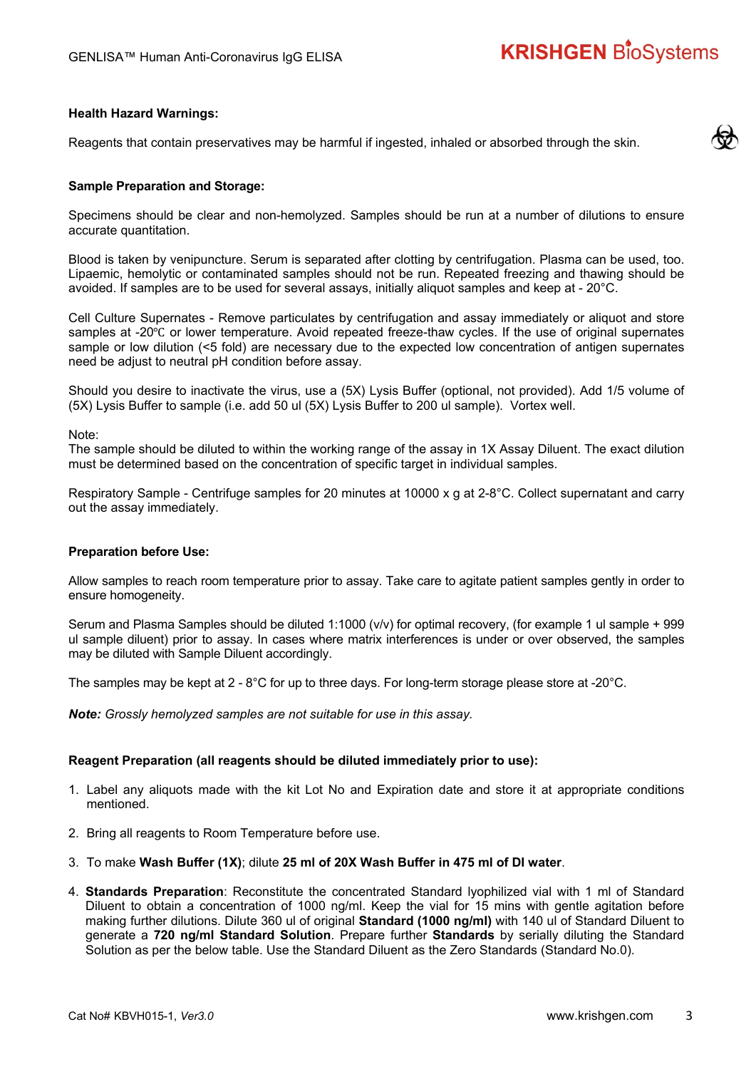**Health Hazard Warnings:**

Reagents that contain preservatives may be harmful if ingested, inhaled or absorbed through the skin.

**Sample Preparation and Storage:**

Specimens should be clear and non-hemolyzed. Samples should be run at a number of dilutions to ensure accurate quantitation.

Blood is taken by venipuncture. Serum is separated after clotting by centrifugation. Plasma can be used, too. Lipaemic, hemolytic or contaminated samples should not be run. Repeated freezing and thawing should be avoided. If samples are to be used for several assays, initially aliquot samples and keep at - 20°C.

Cell Culture Supernates - Remove particulates by centrifugation and assay immediately or aliquot and store samples at -20℃ or lower temperature. Avoid repeated freeze-thaw cycles. If the use of original supernates sample or low dilution (<5 fold) are necessary due to the expected low concentration of antigen supernates need be adjust to neutral pH condition before assay.

Should you desire to inactivate the virus, use a (5X) Lysis Buffer (optional, not provided). Add 1/5 volume of (5X) Lysis Buffer to sample (i.e. add 50 ul (5X) Lysis Buffer to 200 ul sample). Vortex well.

Note:
The sample should be diluted to within the working range of the assay in 1X Assay Diluent. The exact dilution must be determined based on the concentration of specific target in individual samples.

Respiratory Sample - Centrifuge samples for 20 minutes at 10000 x g at 2-8°C. Collect supernatant and carry out the assay immediately.

**Preparation before Use:**

Allow samples to reach room temperature prior to assay. Take care to agitate patient samples gently in order to ensure homogeneity.

Serum and Plasma Samples should be diluted 1:1000 (v/v) for optimal recovery, (for example 1 ul sample + 999 ul sample diluent) prior to assay. In cases where matrix interferences is under or over observed, the samples may be diluted with Sample Diluent accordingly.

The samples may be kept at 2 - 8°C for up to three days. For long-term storage please store at -20°C.

***Note:*** *Grossly hemolyzed samples are not suitable for use in this assay.*

**Reagent Preparation (all reagents should be diluted immediately prior to use):**

1. Label any aliquots made with the kit Lot No and Expiration date and store it at appropriate conditions mentioned.
2. Bring all reagents to Room Temperature before use.
3. To make **Wash Buffer (1X)**; dilute **25 ml of 20X Wash Buffer in 475 ml of DI water**.
4. **Standards Preparation**: Reconstitute the concentrated Standard lyophilized vial with 1 ml of Standard Diluent to obtain a concentration of 1000 ng/ml. Keep the vial for 15 mins with gentle agitation before making further dilutions. Dilute 360 ul of original **Standard (1000 ng/ml)** with 140 ul of Standard Diluent to generate a **720 ng/ml Standard Solution**. Prepare further **Standards** by serially diluting the Standard Solution as per the below table. Use the Standard Diluent as the Zero Standards (Standard No.0).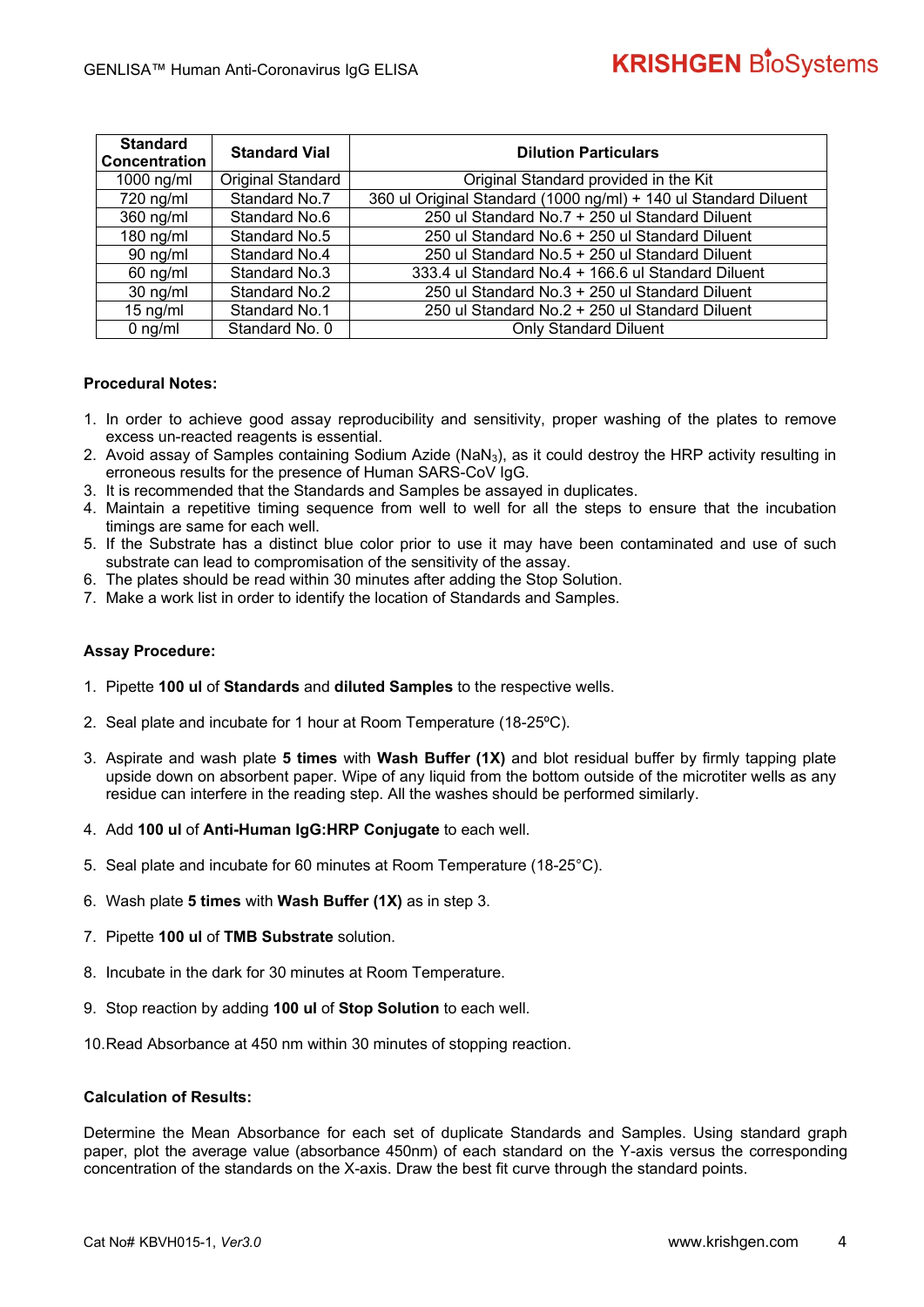| Standard Concentration | Standard Vial | Dilution Particulars |
|---|---|---|
| 1000 ng/ml | Original Standard | Original Standard provided in the Kit |
| 720 ng/ml | Standard No.7 | 360 ul Original Standard (1000 ng/ml) + 140 ul Standard Diluent |
| 360 ng/ml | Standard No.6 | 250 ul Standard No.7 + 250 ul Standard Diluent |
| 180 ng/ml | Standard No.5 | 250 ul Standard No.6 + 250 ul Standard Diluent |
| 90 ng/ml | Standard No.4 | 250 ul Standard No.5 + 250 ul Standard Diluent |
| 60 ng/ml | Standard No.3 | 333.4 ul Standard No.4 + 166.6 ul Standard Diluent |
| 30 ng/ml | Standard No.2 | 250 ul Standard No.3 + 250 ul Standard Diluent |
| 15 ng/ml | Standard No.1 | 250 ul Standard No.2 + 250 ul Standard Diluent |
| 0 ng/ml | Standard No. 0 | Only Standard Diluent |

**Procedural Notes:**

1. In order to achieve good assay reproducibility and sensitivity, proper washing of the plates to remove excess un-reacted reagents is essential.
2. Avoid assay of Samples containing Sodium Azide ($NaN_3$), as it could destroy the HRP activity resulting in erroneous results for the presence of Human SARS-CoV IgG.
3. It is recommended that the Standards and Samples be assayed in duplicates.
4. Maintain a repetitive timing sequence from well to well for all the steps to ensure that the incubation timings are same for each well.
5. If the Substrate has a distinct blue color prior to use it may have been contaminated and use of such substrate can lead to compromisation of the sensitivity of the assay.
6. The plates should be read within 30 minutes after adding the Stop Solution.
7. Make a work list in order to identify the location of Standards and Samples.

**Assay Procedure:**

1. Pipette **100 ul** of **Standards** and **diluted Samples** to the respective wells.
2. Seal plate and incubate for 1 hour at Room Temperature (18-25ºC).
3. Aspirate and wash plate **5 times** with **Wash Buffer (1X)** and blot residual buffer by firmly tapping plate upside down on absorbent paper. Wipe of any liquid from the bottom outside of the microtiter wells as any residue can interfere in the reading step. All the washes should be performed similarly.
4. Add **100 ul** of **Anti-Human IgG:HRP Conjugate** to each well.
5. Seal plate and incubate for 60 minutes at Room Temperature (18-25°C).
6. Wash plate **5 times** with **Wash Buffer (1X)** as in step 3.
7. Pipette **100 ul** of **TMB Substrate** solution.
8. Incubate in the dark for 30 minutes at Room Temperature.
9. Stop reaction by adding **100 ul** of **Stop Solution** to each well.
10. Read Absorbance at 450 nm within 30 minutes of stopping reaction.

**Calculation of Results:**

Determine the Mean Absorbance for each set of duplicate Standards and Samples. Using standard graph paper, plot the average value (absorbance 450nm) of each standard on the Y-axis versus the corresponding concentration of the standards on the X-axis. Draw the best fit curve through the standard points.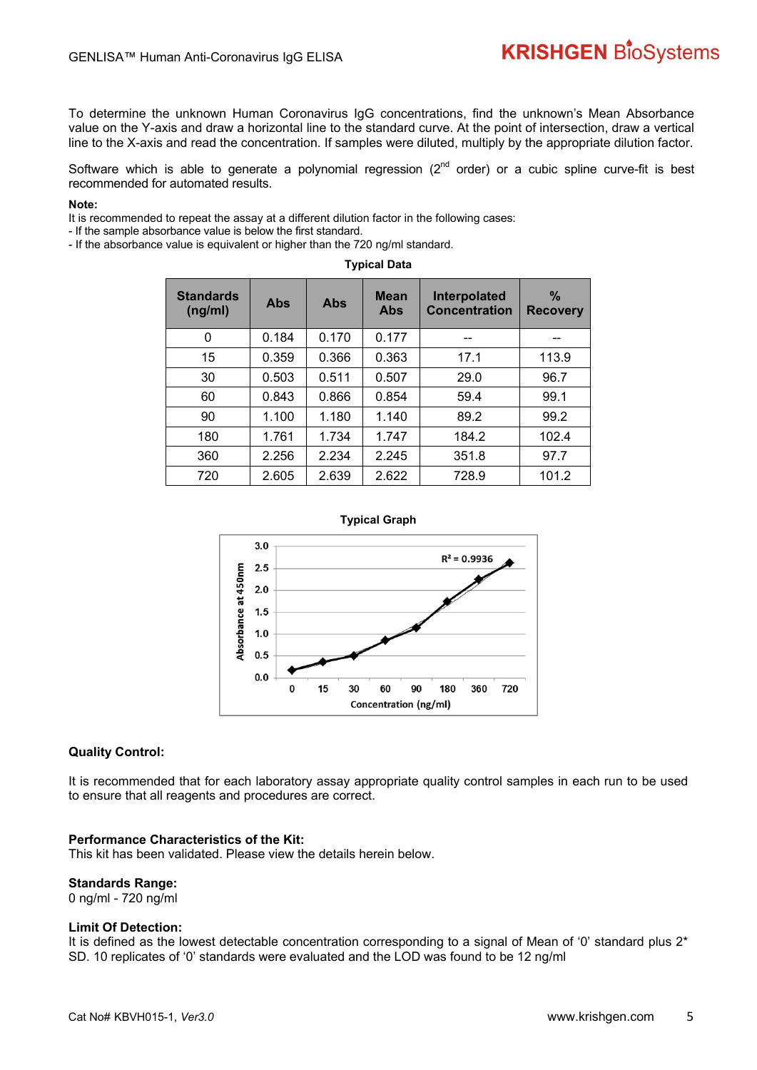To determine the unknown Human Coronavirus IgG concentrations, find the unknown's Mean Absorbance value on the Y-axis and draw a horizontal line to the standard curve. At the point of intersection, draw a vertical line to the X-axis and read the concentration. If samples were diluted, multiply by the appropriate dilution factor.

Software which is able to generate a polynomial regression (2nd order) or a cubic spline curve-fit is best recommended for automated results.

**Note:**
It is recommended to repeat the assay at a different dilution factor in the following cases:
- If the sample absorbance value is below the first standard.
- If the absorbance value is equivalent or higher than the 720 ng/ml standard.

**Typical Data**

| Standards (ng/ml) | Abs | Abs | Mean Abs | Interpolated Concentration | % Recovery |
|---|---|---|---|---|---|
| 0 | 0.184 | 0.170 | 0.177 | -- | -- |
| 15 | 0.359 | 0.366 | 0.363 | 17.1 | 113.9 |
| 30 | 0.503 | 0.511 | 0.507 | 29.0 | 96.7 |
| 60 | 0.843 | 0.866 | 0.854 | 59.4 | 99.1 |
| 90 | 1.100 | 1.180 | 1.140 | 89.2 | 99.2 |
| 180 | 1.761 | 1.734 | 1.747 | 184.2 | 102.4 |
| 360 | 2.256 | 2.234 | 2.245 | 351.8 | 97.7 |
| 720 | 2.605 | 2.639 | 2.622 | 728.9 | 101.2 |

**Typical Graph**

$R^2$ = 0.9936

Absorbance at 450nm vs. Concentration (ng/ml)

## Quality Control:

It is recommended that for each laboratory assay appropriate quality control samples in each run to be used to ensure that all reagents and procedures are correct.

## Performance Characteristics of the Kit:

This kit has been validated. Please view the details herein below.

### Standards Range:

0 ng/ml - 720 ng/ml

### Limit Of Detection:

It is defined as the lowest detectable concentration corresponding to a signal of Mean of '0' standard plus 2* SD. 10 replicates of '0' standards were evaluated and the LOD was found to be 12 ng/ml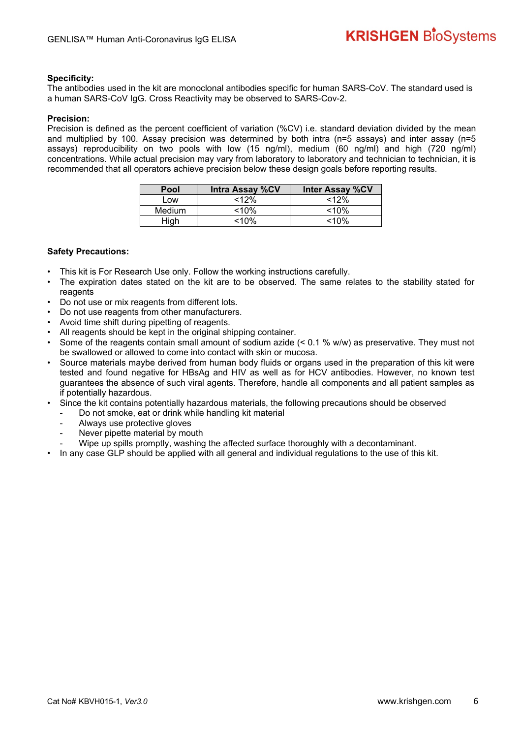**Specificity:**
The antibodies used in the kit are monoclonal antibodies specific for human SARS-CoV. The standard used is a human SARS-CoV IgG. Cross Reactivity may be observed to SARS-Cov-2.

**Precision:**
Precision is defined as the percent coefficient of variation (%CV) i.e. standard deviation divided by the mean and multiplied by 100. Assay precision was determined by both intra (n=5 assays) and inter assay (n=5 assays) reproducibility on two pools with low (15 ng/ml), medium (60 ng/ml) and high (720 ng/ml) concentrations. While actual precision may vary from laboratory to laboratory and technician to technician, it is recommended that all operators achieve precision below these design goals before reporting results.

| Pool | Intra Assay %CV | Inter Assay %CV |
|---|---|---|
| Low | <12% | <12% |
| Medium | <10% | <10% |
| High | <10% | <10% |

**Safety Precautions:**

- This kit is For Research Use only. Follow the working instructions carefully.
- The expiration dates stated on the kit are to be observed. The same relates to the stability stated for reagents
- Do not use or mix reagents from different lots.
- Do not use reagents from other manufacturers.
- Avoid time shift during pipetting of reagents.
- All reagents should be kept in the original shipping container.
- Some of the reagents contain small amount of sodium azide (< 0.1 % w/w) as preservative. They must not be swallowed or allowed to come into contact with skin or mucosa.
- Source materials maybe derived from human body fluids or organs used in the preparation of this kit were tested and found negative for HBsAg and HIV as well as for HCV antibodies. However, no known test guarantees the absence of such viral agents. Therefore, handle all components and all patient samples as if potentially hazardous.
- Since the kit contains potentially hazardous materials, the following precautions should be observed
  - Do not smoke, eat or drink while handling kit material
  - Always use protective gloves
  - Never pipette material by mouth
  - Wipe up spills promptly, washing the affected surface thoroughly with a decontaminant.
- In any case GLP should be applied with all general and individual regulations to the use of this kit.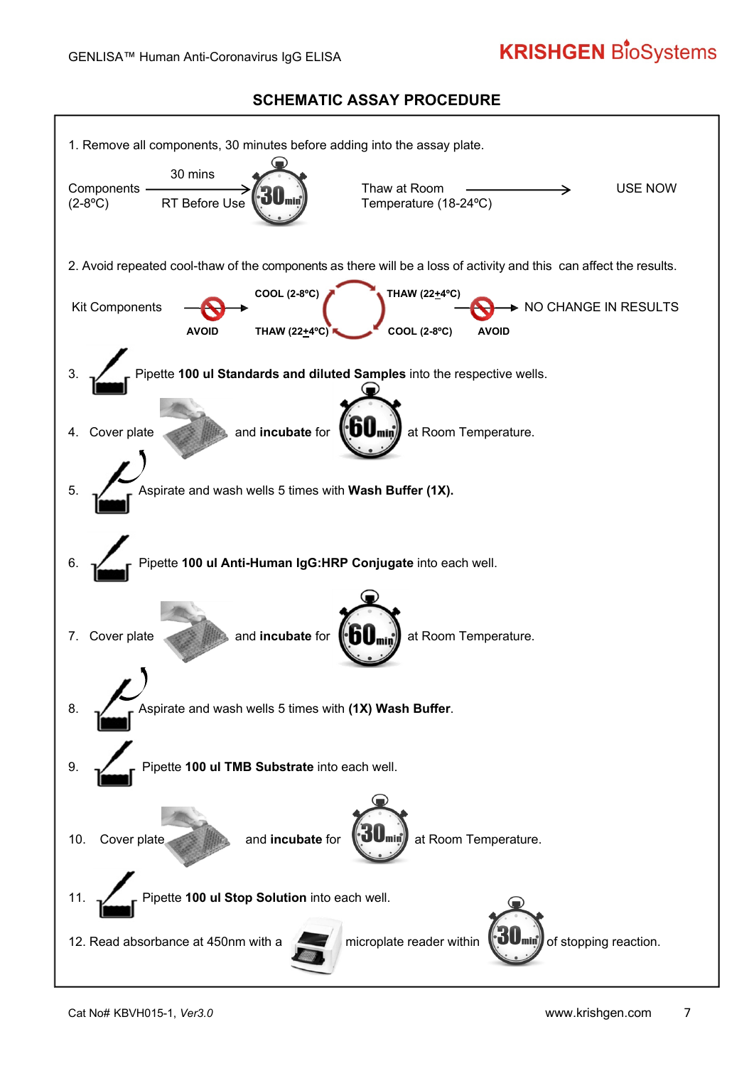## SCHEMATIC ASSAY PROCEDURE

1. Remove all components, 30 minutes before adding into the assay plate.

Components (2-8ºC) → 30 mins RT Before Use (30 min) → Thaw at Room Temperature (18-24ºC) → USE NOW

2. Avoid repeated cool-thaw of the components as there will be a loss of activity and this can affect the results.

Kit Components → AVOID → COOL (2-8ºC) → THAW (22±4ºC) → COOL (2-8ºC) → THAW (22±4ºC) → AVOID → NO CHANGE IN RESULTS

3. Pipette **100 ul Standards and diluted Samples** into the respective wells.

4. Cover plate and **incubate** for 60 min at Room Temperature.

5. Aspirate and wash wells 5 times with **Wash Buffer (1X).**

6. Pipette **100 ul Anti-Human IgG:HRP Conjugate** into each well.

7. Cover plate and **incubate** for 60 min at Room Temperature.

8. Aspirate and wash wells 5 times with **(1X) Wash Buffer**.

9. Pipette **100 ul TMB Substrate** into each well.

10. Cover plate and **incubate** for 30 min at Room Temperature.

11. Pipette **100 ul Stop Solution** into each well.

12. Read absorbance at 450nm with a microplate reader within 30 min of stopping reaction.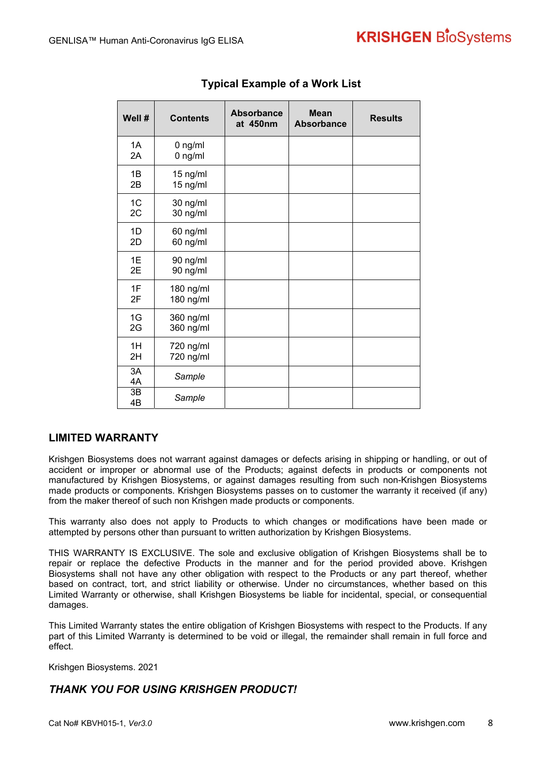## Typical Example of a Work List

| Well # | Contents | Absorbance at 450nm | Mean Absorbance | Results |
|---|---|---|---|---|
| 1A<br>2A | 0 ng/ml<br>0 ng/ml | | | |
| 1B<br>2B | 15 ng/ml<br>15 ng/ml | | | |
| 1C<br>2C | 30 ng/ml<br>30 ng/ml | | | |
| 1D<br>2D | 60 ng/ml<br>60 ng/ml | | | |
| 1E<br>2E | 90 ng/ml<br>90 ng/ml | | | |
| 1F<br>2F | 180 ng/ml<br>180 ng/ml | | | |
| 1G<br>2G | 360 ng/ml<br>360 ng/ml | | | |
| 1H<br>2H | 720 ng/ml<br>720 ng/ml | | | |
| 3A<br>4A | *Sample* | | | |
| 3B<br>4B | *Sample* | | | |

## LIMITED WARRANTY

Krishgen Biosystems does not warrant against damages or defects arising in shipping or handling, or out of accident or improper or abnormal use of the Products; against defects in products or components not manufactured by Krishgen Biosystems, or against damages resulting from such non-Krishgen Biosystems made products or components. Krishgen Biosystems passes on to customer the warranty it received (if any) from the maker thereof of such non Krishgen made products or components.

This warranty also does not apply to Products to which changes or modifications have been made or attempted by persons other than pursuant to written authorization by Krishgen Biosystems.

THIS WARRANTY IS EXCLUSIVE. The sole and exclusive obligation of Krishgen Biosystems shall be to repair or replace the defective Products in the manner and for the period provided above. Krishgen Biosystems shall not have any other obligation with respect to the Products or any part thereof, whether based on contract, tort, and strict liability or otherwise. Under no circumstances, whether based on this Limited Warranty or otherwise, shall Krishgen Biosystems be liable for incidental, special, or consequential damages.

This Limited Warranty states the entire obligation of Krishgen Biosystems with respect to the Products. If any part of this Limited Warranty is determined to be void or illegal, the remainder shall remain in full force and effect.

Krishgen Biosystems. 2021

***THANK YOU FOR USING KRISHGEN PRODUCT!***